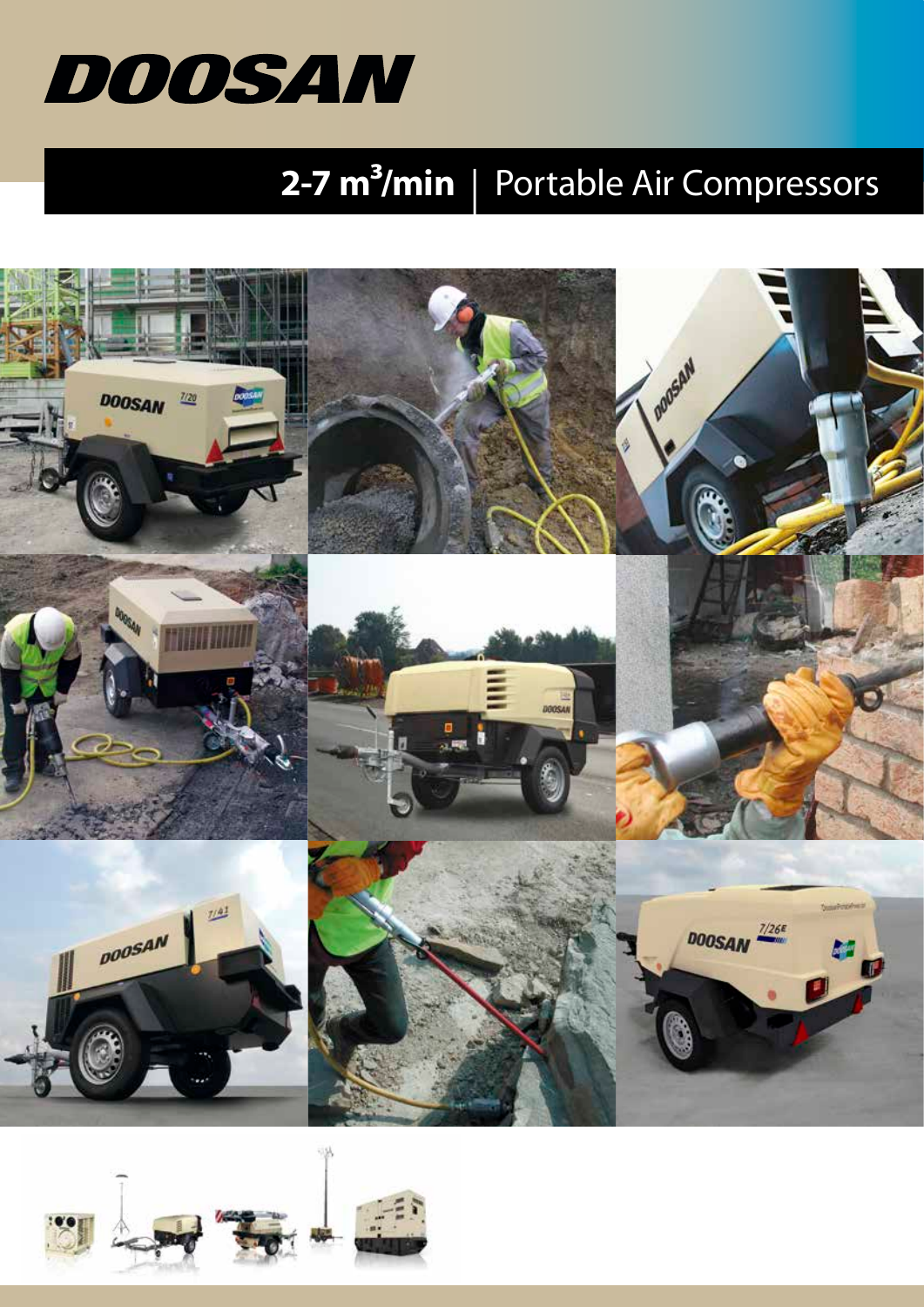# DOOSAN

## 2-7 $m^3$/min | Portable Air Compressors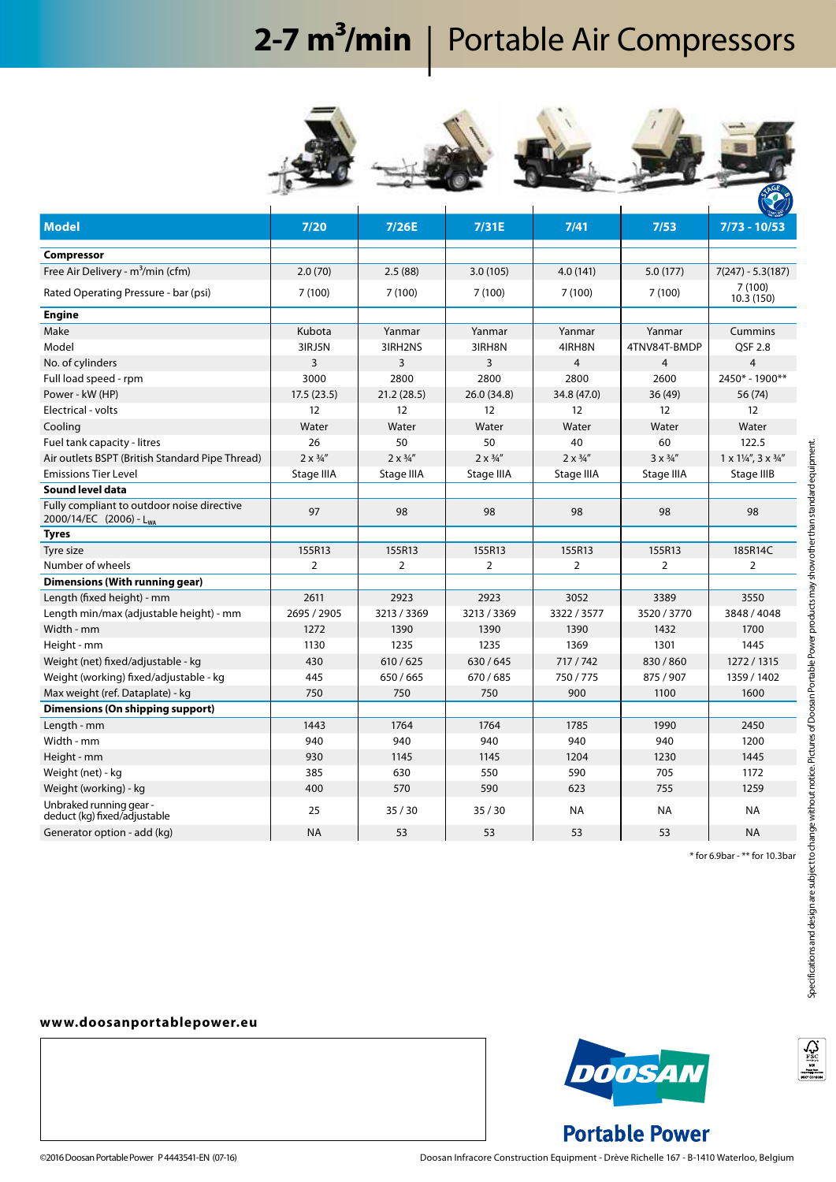# 2-7 $m^3$/min | Portable Air Compressors

| Model | 7/20 | 7/26E | 7/31E | 7/41 | 7/53 | 7/73 - 10/53 |
|---|---|---|---|---|---|---|
| **Compressor** | | | | | | |
| Free Air Delivery - $m^3$/min (cfm) | 2.0 (70) | 2.5 (88) | 3.0 (105) | 4.0 (141) | 5.0 (177) | 7(247) - 5.3(187) |
| Rated Operating Pressure - bar (psi) | 7 (100) | 7 (100) | 7 (100) | 7 (100) | 7 (100) | 7 (100) 10.3 (150) |
| **Engine** | | | | | | |
| Make | Kubota | Yanmar | Yanmar | Yanmar | Yanmar | Cummins |
| Model | 3IRJ5N | 3IRH2NS | 3IRH8N | 4IRH8N | 4TNV84T-BMDP | QSF 2.8 |
| No. of cylinders | 3 | 3 | 3 | 4 | 4 | 4 |
| Full load speed - rpm | 3000 | 2800 | 2800 | 2800 | 2600 | 2450* - 1900** |
| Power - kW (HP) | 17.5 (23.5) | 21.2 (28.5) | 26.0 (34.8) | 34.8 (47.0) | 36 (49) | 56 (74) |
| Electrical - volts | 12 | 12 | 12 | 12 | 12 | 12 |
| Cooling | Water | Water | Water | Water | Water | Water |
| Fuel tank capacity - litres | 26 | 50 | 50 | 40 | 60 | 122.5 |
| Air outlets BSPT (British Standard Pipe Thread) | 2 x ¾" | 2 x ¾" | 2 x ¾" | 2 x ¾" | 3 x ¾" | 1 x 1¼", 3 x ¾" |
| Emissions Tier Level | Stage IIIA | Stage IIIA | Stage IIIA | Stage IIIA | Stage IIIA | Stage IIIB |
| **Sound level data** | | | | | | |
| Fully compliant to outdoor noise directive 2000/14/EC (2006) - $L_{WA}$ | 97 | 98 | 98 | 98 | 98 | 98 |
| **Tyres** | | | | | | |
| Tyre size | 155R13 | 155R13 | 155R13 | 155R13 | 155R13 | 185R14C |
| Number of wheels | 2 | 2 | 2 | 2 | 2 | 2 |
| **Dimensions (With running gear)** | | | | | | |
| Length (fixed height) - mm | 2611 | 2923 | 2923 | 3052 | 3389 | 3550 |
| Length min/max (adjustable height) - mm | 2695 / 2905 | 3213 / 3369 | 3213 / 3369 | 3322 / 3577 | 3520 / 3770 | 3848 / 4048 |
| Width - mm | 1272 | 1390 | 1390 | 1390 | 1432 | 1700 |
| Height - mm | 1130 | 1235 | 1235 | 1369 | 1301 | 1445 |
| Weight (net) fixed/adjustable - kg | 430 | 610 / 625 | 630 / 645 | 717 / 742 | 830 / 860 | 1272 / 1315 |
| Weight (working) fixed/adjustable - kg | 445 | 650 / 665 | 670 / 685 | 750 / 775 | 875 / 907 | 1359 / 1402 |
| Max weight (ref. Dataplate) - kg | 750 | 750 | 750 | 900 | 1100 | 1600 |
| **Dimensions (On shipping support)** | | | | | | |
| Length - mm | 1443 | 1764 | 1764 | 1785 | 1990 | 2450 |
| Width - mm | 940 | 940 | 940 | 940 | 940 | 1200 |
| Height - mm | 930 | 1145 | 1145 | 1204 | 1230 | 1445 |
| Weight (net) - kg | 385 | 630 | 550 | 590 | 705 | 1172 |
| Weight (working) - kg | 400 | 570 | 590 | 623 | 755 | 1259 |
| Unbraked running gear - deduct (kg) fixed/adjustable | 25 | 35 / 30 | 35 / 30 | NA | NA | NA |
| Generator option - add (kg) | NA | 53 | 53 | 53 | 53 | NA |

\* for 6.9bar - ** for 10.3bar

Specifications and design are subject to change without notice. Pictures of Doosan Portable Power products may show other than standard equipment.

**www.doosanportablepower.eu**

DOOSAN Portable Power

©2016 Doosan Portable Power P 4443541-EN (07-16)

Doosan Infracore Construction Equipment - Drève Richelle 167 - B-1410 Waterloo, Belgium